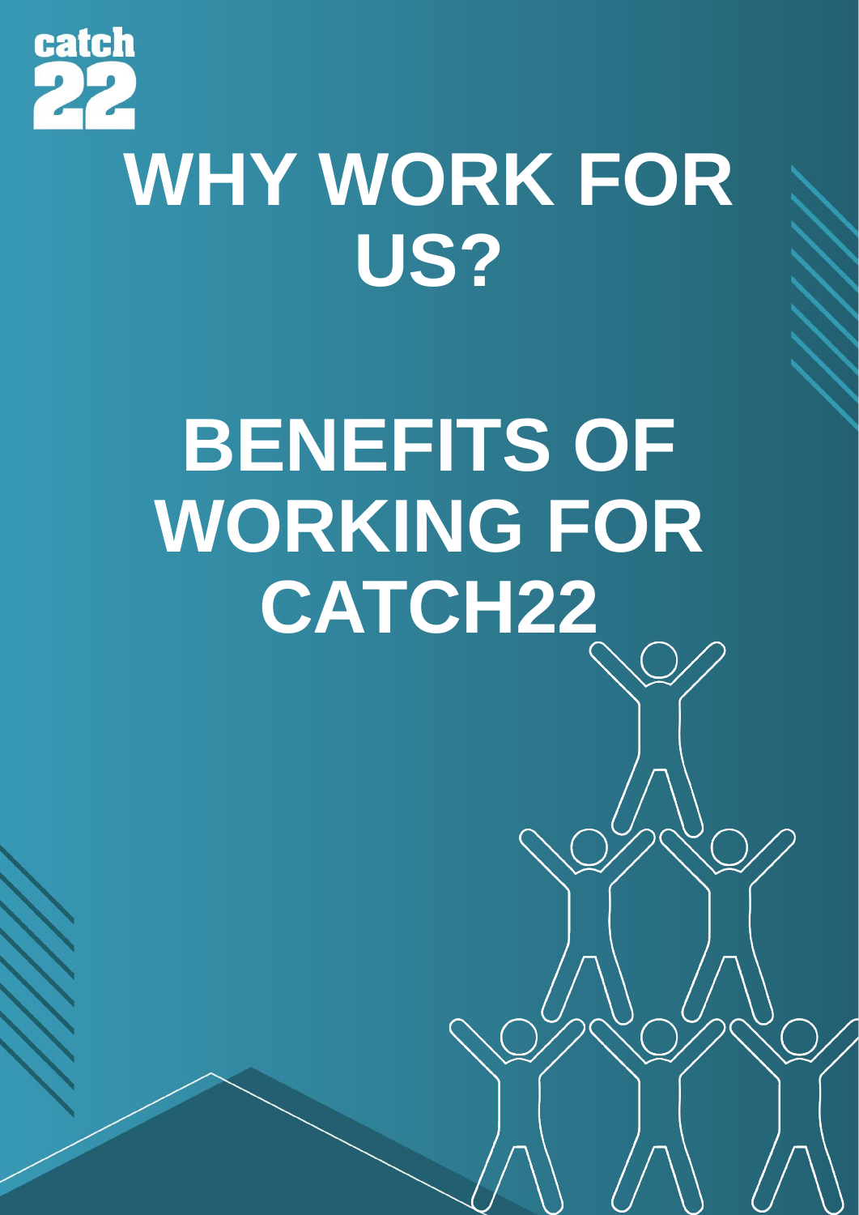catch22

# WHY WORK FOR US?

# BENEFITS OF WORKING FOR CATCH22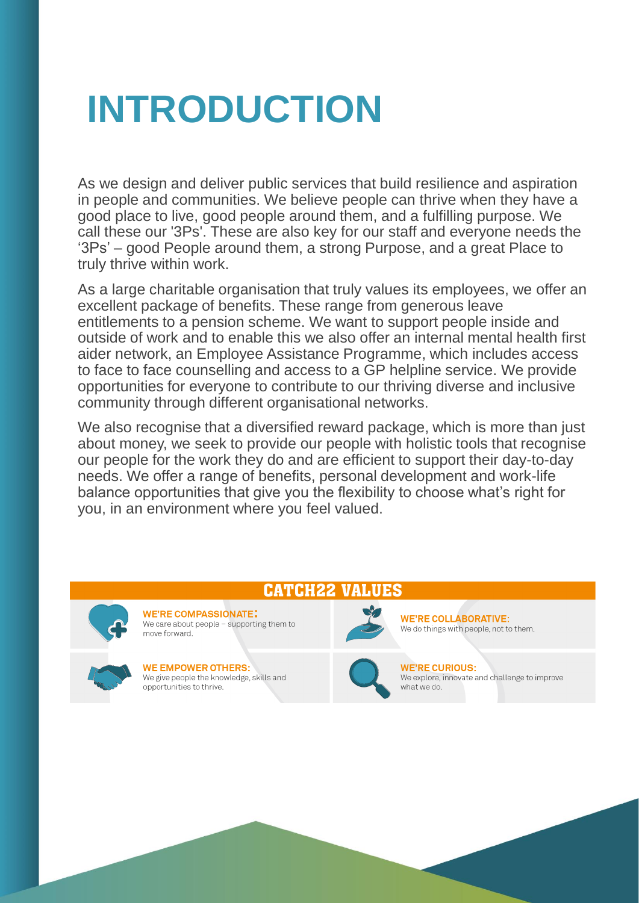# INTRODUCTION

As we design and deliver public services that build resilience and aspiration in people and communities. We believe people can thrive when they have a good place to live, good people around them, and a fulfilling purpose. We call these our '3Ps'. These are also key for our staff and everyone needs the '3Ps' – good People around them, a strong Purpose, and a great Place to truly thrive within work.

As a large charitable organisation that truly values its employees, we offer an excellent package of benefits. These range from generous leave entitlements to a pension scheme. We want to support people inside and outside of work and to enable this we also offer an internal mental health first aider network, an Employee Assistance Programme, which includes access to face to face counselling and access to a GP helpline service. We provide opportunities for everyone to contribute to our thriving diverse and inclusive community through different organisational networks.

We also recognise that a diversified reward package, which is more than just about money, we seek to provide our people with holistic tools that recognise our people for the work they do and are efficient to support their day-to-day needs. We offer a range of benefits, personal development and work-life balance opportunities that give you the flexibility to choose what's right for you, in an environment where you feel valued.

## CATCH22 VALUES

**WE'RE COMPASSIONATE:**
We care about people – supporting them to move forward.

**WE'RE COLLABORATIVE:**
We do things with people, not to them.

**WE EMPOWER OTHERS:**
We give people the knowledge, skills and opportunities to thrive.

**WE'RE CURIOUS:**
We explore, innovate and challenge to improve what we do.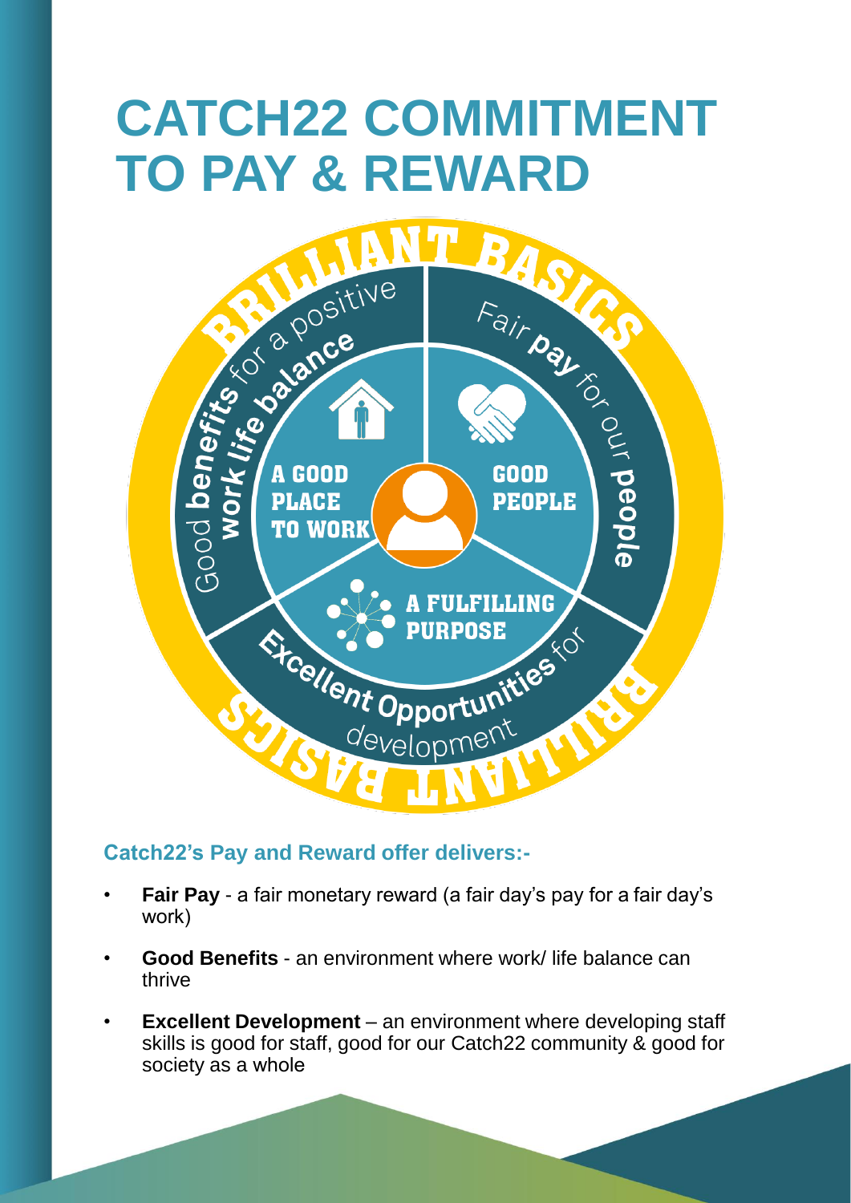# CATCH22 COMMITMENT TO PAY & REWARD

BRILLIANT BASICS

Good **benefits** for a positive **work life balance**

Fair **pay** for our **people**

**Excellent Opportunities** for development

A GOOD PLACE TO WORK

GOOD PEOPLE

A FULFILLING PURPOSE

### Catch22's Pay and Reward offer delivers:-

- **Fair Pay** - a fair monetary reward (a fair day's pay for a fair day's work)
- **Good Benefits** - an environment where work/ life balance can thrive
- **Excellent Development** – an environment where developing staff skills is good for staff, good for our Catch22 community & good for society as a whole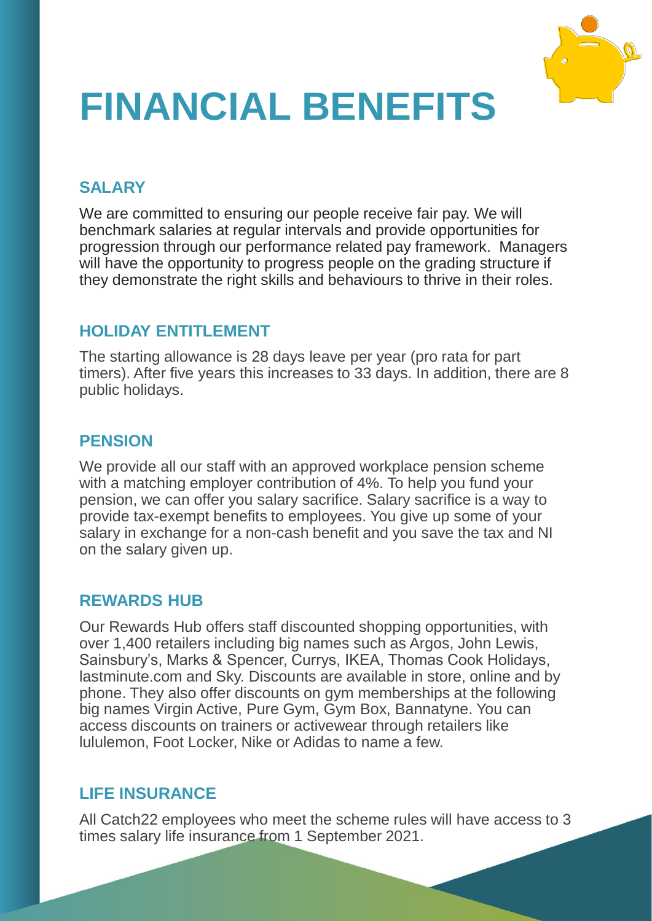# FINANCIAL BENEFITS

## SALARY

We are committed to ensuring our people receive fair pay. We will benchmark salaries at regular intervals and provide opportunities for progression through our performance related pay framework. Managers will have the opportunity to progress people on the grading structure if they demonstrate the right skills and behaviours to thrive in their roles.

## HOLIDAY ENTITLEMENT

The starting allowance is 28 days leave per year (pro rata for part timers). After five years this increases to 33 days. In addition, there are 8 public holidays.

## PENSION

We provide all our staff with an approved workplace pension scheme with a matching employer contribution of 4%. To help you fund your pension, we can offer you salary sacrifice. Salary sacrifice is a way to provide tax-exempt benefits to employees. You give up some of your salary in exchange for a non-cash benefit and you save the tax and NI on the salary given up.

## REWARDS HUB

Our Rewards Hub offers staff discounted shopping opportunities, with over 1,400 retailers including big names such as Argos, John Lewis, Sainsbury's, Marks & Spencer, Currys, IKEA, Thomas Cook Holidays, lastminute.com and Sky. Discounts are available in store, online and by phone. They also offer discounts on gym memberships at the following big names Virgin Active, Pure Gym, Gym Box, Bannatyne. You can access discounts on trainers or activewear through retailers like lululemon, Foot Locker, Nike or Adidas to name a few.

## LIFE INSURANCE

All Catch22 employees who meet the scheme rules will have access to 3 times salary life insurance from 1 September 2021.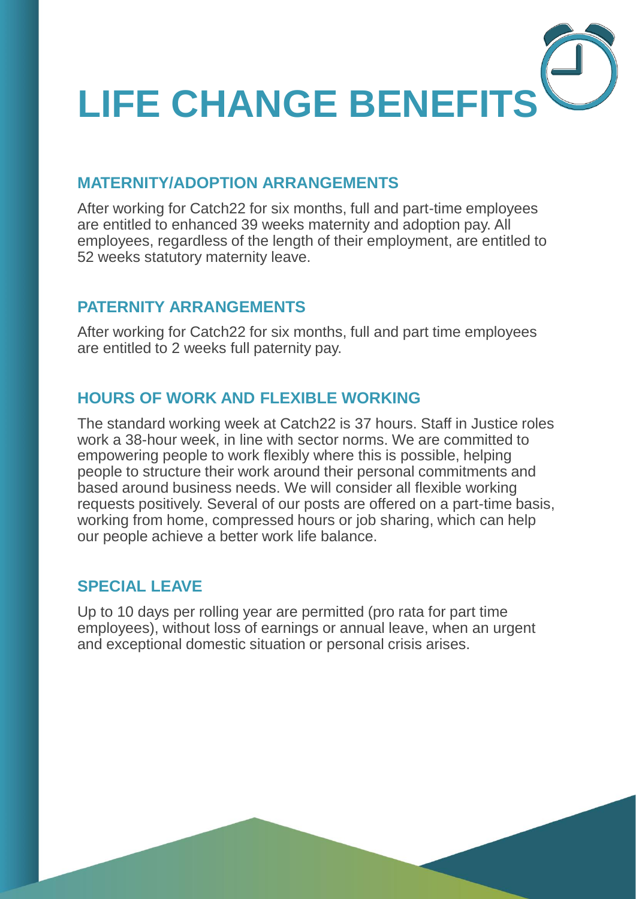# LIFE CHANGE BENEFITS

## MATERNITY/ADOPTION ARRANGEMENTS

After working for Catch22 for six months, full and part-time employees are entitled to enhanced 39 weeks maternity and adoption pay. All employees, regardless of the length of their employment, are entitled to 52 weeks statutory maternity leave.

## PATERNITY ARRANGEMENTS

After working for Catch22 for six months, full and part time employees are entitled to 2 weeks full paternity pay.

## HOURS OF WORK AND FLEXIBLE WORKING

The standard working week at Catch22 is 37 hours. Staff in Justice roles work a 38-hour week, in line with sector norms. We are committed to empowering people to work flexibly where this is possible, helping people to structure their work around their personal commitments and based around business needs. We will consider all flexible working requests positively. Several of our posts are offered on a part-time basis, working from home, compressed hours or job sharing, which can help our people achieve a better work life balance.

## SPECIAL LEAVE

Up to 10 days per rolling year are permitted (pro rata for part time employees), without loss of earnings or annual leave, when an urgent and exceptional domestic situation or personal crisis arises.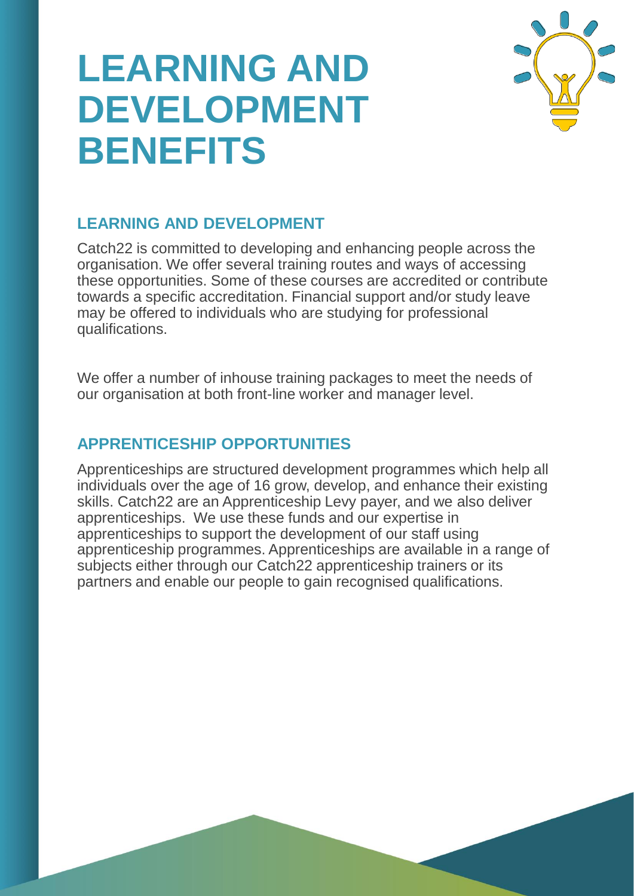# LEARNING AND DEVELOPMENT BENEFITS

## LEARNING AND DEVELOPMENT

Catch22 is committed to developing and enhancing people across the organisation. We offer several training routes and ways of accessing these opportunities. Some of these courses are accredited or contribute towards a specific accreditation. Financial support and/or study leave may be offered to individuals who are studying for professional qualifications.

We offer a number of inhouse training packages to meet the needs of our organisation at both front-line worker and manager level.

## APPRENTICESHIP OPPORTUNITIES

Apprenticeships are structured development programmes which help all individuals over the age of 16 grow, develop, and enhance their existing skills. Catch22 are an Apprenticeship Levy payer, and we also deliver apprenticeships. We use these funds and our expertise in apprenticeships to support the development of our staff using apprenticeship programmes. Apprenticeships are available in a range of subjects either through our Catch22 apprenticeship trainers or its partners and enable our people to gain recognised qualifications.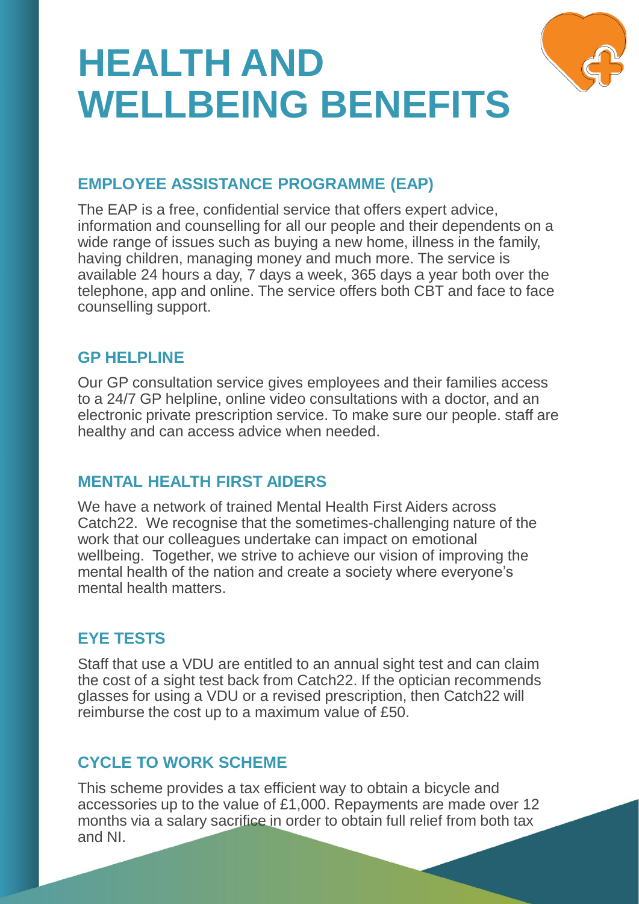# HEALTH AND WELLBEING BENEFITS

## EMPLOYEE ASSISTANCE PROGRAMME (EAP)

The EAP is a free, confidential service that offers expert advice, information and counselling for all our people and their dependents on a wide range of issues such as buying a new home, illness in the family, having children, managing money and much more. The service is available 24 hours a day, 7 days a week, 365 days a year both over the telephone, app and online. The service offers both CBT and face to face counselling support.

## GP HELPLINE

Our GP consultation service gives employees and their families access to a 24/7 GP helpline, online video consultations with a doctor, and an electronic private prescription service. To make sure our people. staff are healthy and can access advice when needed.

## MENTAL HEALTH FIRST AIDERS

We have a network of trained Mental Health First Aiders across Catch22. We recognise that the sometimes-challenging nature of the work that our colleagues undertake can impact on emotional wellbeing. Together, we strive to achieve our vision of improving the mental health of the nation and create a society where everyone's mental health matters.

## EYE TESTS

Staff that use a VDU are entitled to an annual sight test and can claim the cost of a sight test back from Catch22. If the optician recommends glasses for using a VDU or a revised prescription, then Catch22 will reimburse the cost up to a maximum value of £50.

## CYCLE TO WORK SCHEME

This scheme provides a tax efficient way to obtain a bicycle and accessories up to the value of £1,000. Repayments are made over 12 months via a salary sacrifice in order to obtain full relief from both tax and NI.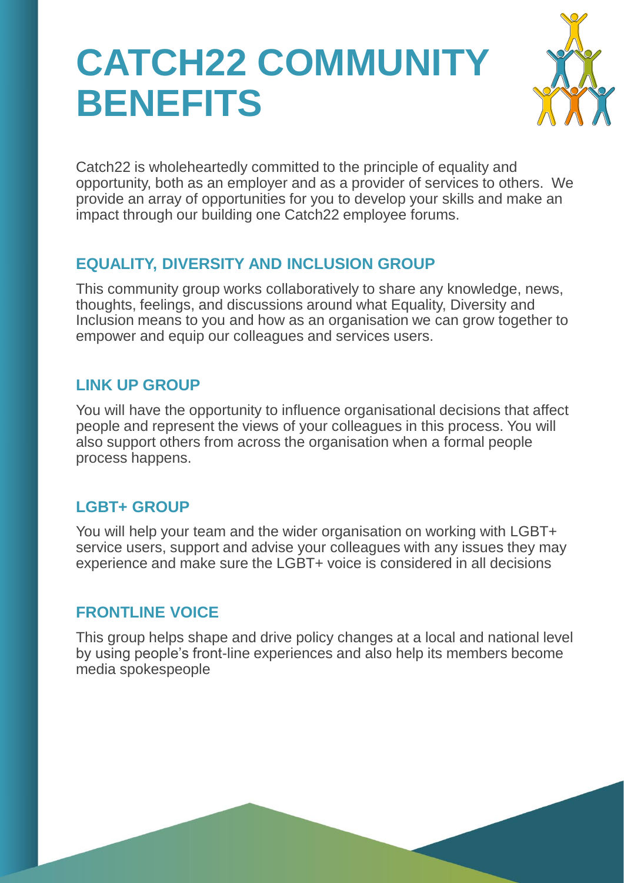# CATCH22 COMMUNITY BENEFITS

Catch22 is wholeheartedly committed to the principle of equality and opportunity, both as an employer and as a provider of services to others. We provide an array of opportunities for you to develop your skills and make an impact through our building one Catch22 employee forums.

## EQUALITY, DIVERSITY AND INCLUSION GROUP

This community group works collaboratively to share any knowledge, news, thoughts, feelings, and discussions around what Equality, Diversity and Inclusion means to you and how as an organisation we can grow together to empower and equip our colleagues and services users.

## LINK UP GROUP

You will have the opportunity to influence organisational decisions that affect people and represent the views of your colleagues in this process. You will also support others from across the organisation when a formal people process happens.

## LGBT+ GROUP

You will help your team and the wider organisation on working with LGBT+ service users, support and advise your colleagues with any issues they may experience and make sure the LGBT+ voice is considered in all decisions

## FRONTLINE VOICE

This group helps shape and drive policy changes at a local and national level by using people's front-line experiences and also help its members become media spokespeople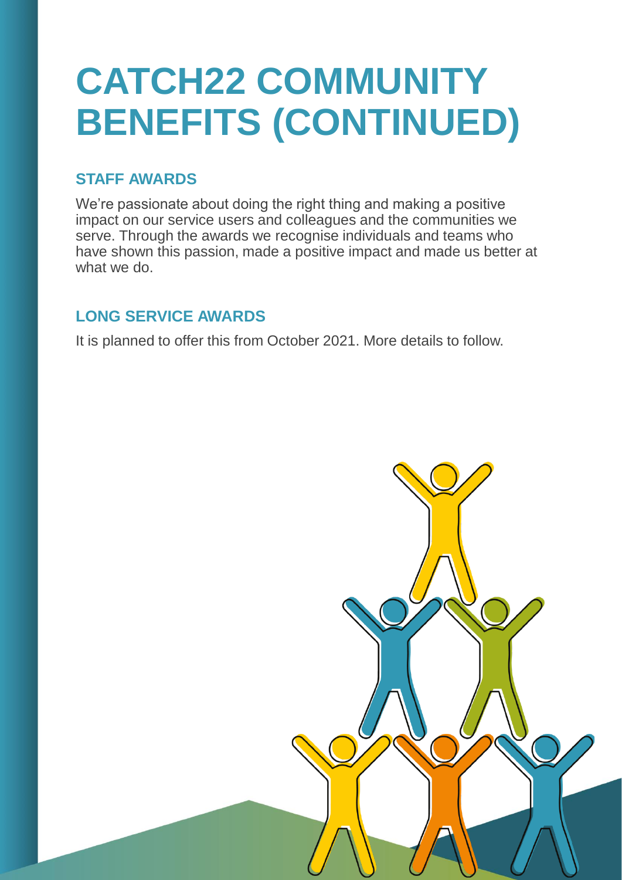# CATCH22 COMMUNITY BENEFITS (CONTINUED)

## STAFF AWARDS

We're passionate about doing the right thing and making a positive impact on our service users and colleagues and the communities we serve. Through the awards we recognise individuals and teams who have shown this passion, made a positive impact and made us better at what we do.

## LONG SERVICE AWARDS

It is planned to offer this from October 2021. More details to follow.